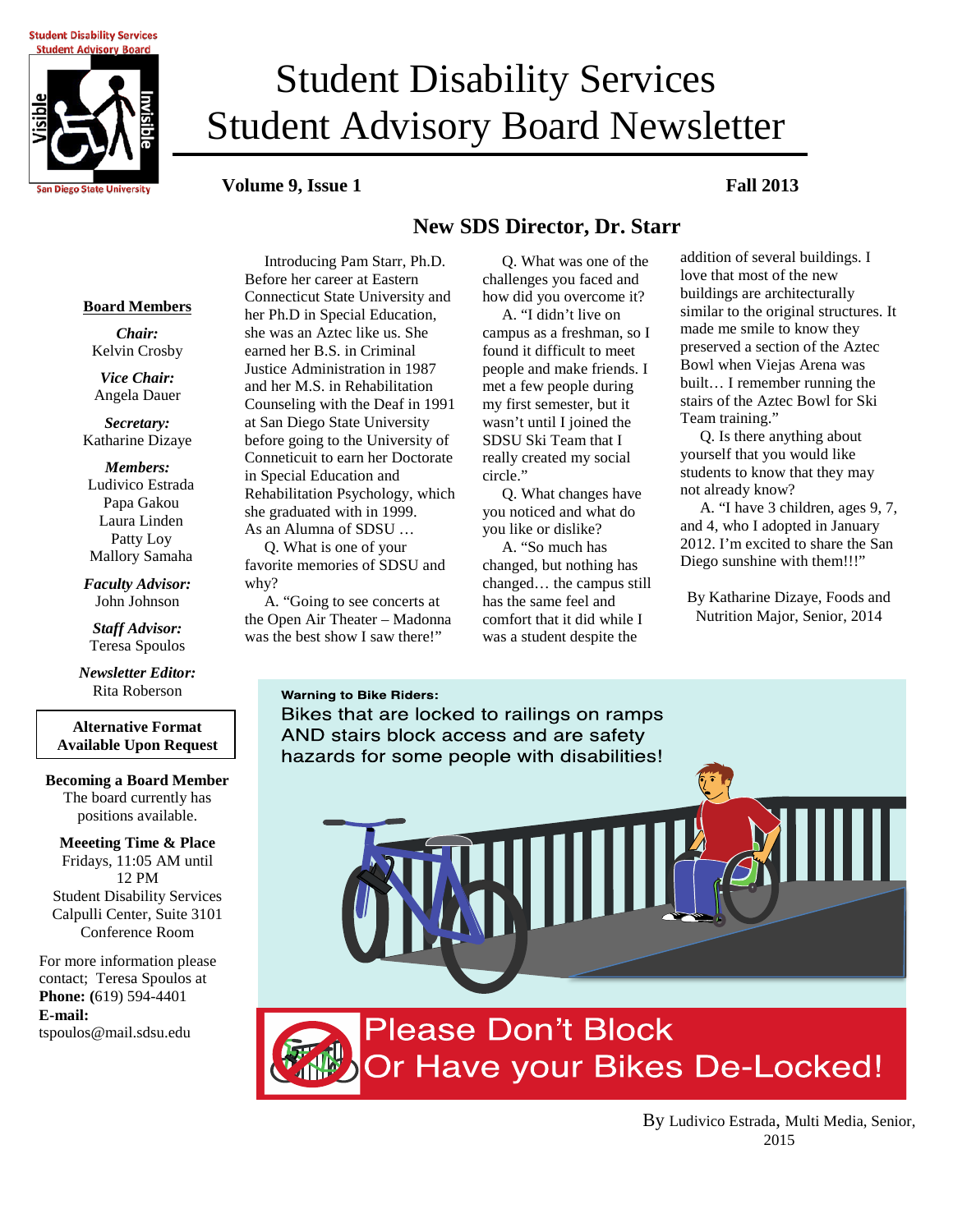# Student Disability Services Student Advisory Board Newsletter

**Volume 9, Issue 1** **Fall 2013**

**Board Members**

***Chair:***
Kelvin Crosby

***Vice Chair:***
Angela Dauer

***Secretary:***
Katharine Dizaye

***Members:***
Ludivico Estrada
Papa Gakou
Laura Linden
Patty Loy
Mallory Samaha

***Faculty Advisor:***
John Johnson

***Staff Advisor:***
Teresa Spoulos

***Newsletter Editor:***
Rita Roberson

**Alternative Format Available Upon Request**

**Becoming a Board Member**
The board currently has positions available.

**Meeeting Time & Place**
Fridays, 11:05 AM until 12 PM
Student Disability Services
Calpulli Center, Suite 3101
Conference Room

For more information please contact; Teresa Spoulos at
**Phone:** (619) 594-4401
**E-mail:**
tspoulos@mail.sdsu.edu

## New SDS Director, Dr. Starr

Introducing Pam Starr, Ph.D. Before her career at Eastern Connecticut State University and her Ph.D in Special Education, she was an Aztec like us. She earned her B.S. in Criminal Justice Administration in 1987 and her M.S. in Rehabilitation Counseling with the Deaf in 1991 at San Diego State University before going to the University of Conneticuit to earn her Doctorate in Special Education and Rehabilitation Psychology, which she graduated with in 1999. As an Alumna of SDSU …

Q. What is one of your favorite memories of SDSU and why?

A. "Going to see concerts at the Open Air Theater – Madonna was the best show I saw there!"

Q. What was one of the challenges you faced and how did you overcome it?

A. "I didn't live on campus as a freshman, so I found it difficult to meet people and make friends. I met a few people during my first semester, but it wasn't until I joined the SDSU Ski Team that I really created my social circle."

Q. What changes have you noticed and what do you like or dislike?

A. "So much has changed, but nothing has changed… the campus still has the same feel and comfort that it did while I was a student despite the addition of several buildings. I love that most of the new buildings are architecturally similar to the original structures. It made me smile to know they preserved a section of the Aztec Bowl when Viejas Arena was built… I remember running the stairs of the Aztec Bowl for Ski Team training."

Q. Is there anything about yourself that you would like students to know that they may not already know?

A. "I have 3 children, ages 9, 7, and 4, who I adopted in January 2012. I'm excited to share the San Diego sunshine with them!!!"

By Katharine Dizaye, Foods and Nutrition Major, Senior, 2014

**Warning to Bike Riders:**

Bikes that are locked to railings on ramps AND stairs block access and are safety hazards for some people with disabilities!

Please Don't Block Or Have your Bikes De-Locked!

By Ludivico Estrada, Multi Media, Senior, 2015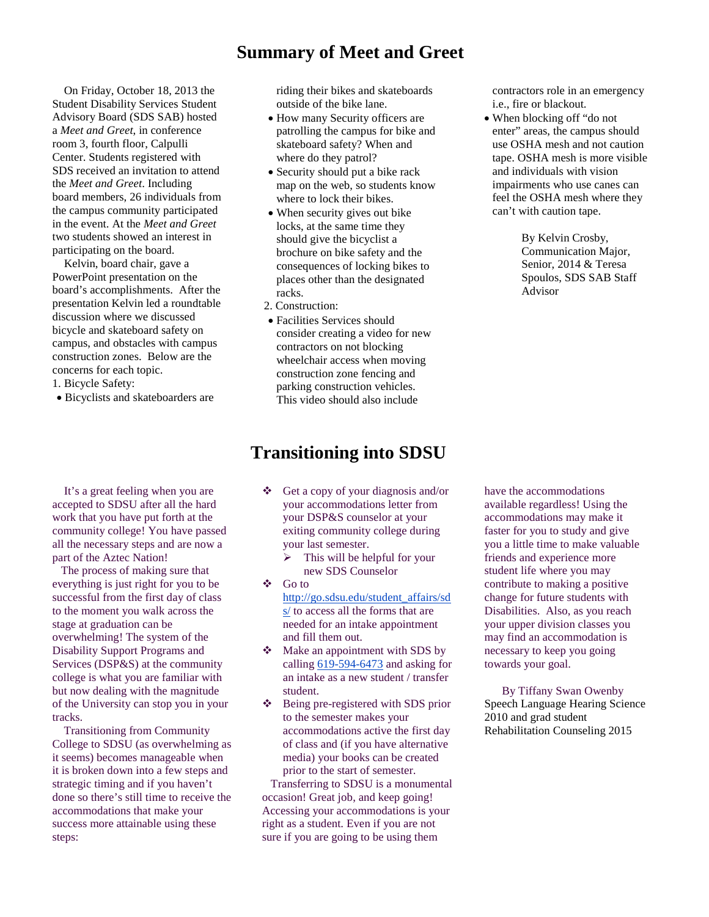# Summary of Meet and Greet

On Friday, October 18, 2013 the Student Disability Services Student Advisory Board (SDS SAB) hosted a *Meet and Greet*, in conference room 3, fourth floor, Calpulli Center. Students registered with SDS received an invitation to attend the *Meet and Greet*. Including board members, 26 individuals from the campus community participated in the event. At the *Meet and Greet* two students showed an interest in participating on the board.

Kelvin, board chair, gave a PowerPoint presentation on the board's accomplishments. After the presentation Kelvin led a roundtable discussion where we discussed bicycle and skateboard safety on campus, and obstacles with campus construction zones. Below are the concerns for each topic.

1. Bicycle Safety:
   - Bicyclists and skateboarders are riding their bikes and skateboards outside of the bike lane.
   - How many Security officers are patrolling the campus for bike and skateboard safety? When and where do they patrol?
   - Security should put a bike rack map on the web, so students know where to lock their bikes.
   - When security gives out bike locks, at the same time they should give the bicyclist a brochure on bike safety and the consequences of locking bikes to places other than the designated racks.
2. Construction:
   - Facilities Services should consider creating a video for new contractors on not blocking wheelchair access when moving construction zone fencing and parking construction vehicles. This video should also include contractors role in an emergency i.e., fire or blackout.
   - When blocking off "do not enter" areas, the campus should use OSHA mesh and not caution tape. OSHA mesh is more visible and individuals with vision impairments who use canes can feel the OSHA mesh where they can't with caution tape.

By Kelvin Crosby, Communication Major, Senior, 2014 & Teresa Spoulos, SDS SAB Staff Advisor

# Transitioning into SDSU

It's a great feeling when you are accepted to SDSU after all the hard work that you have put forth at the community college! You have passed all the necessary steps and are now a part of the Aztec Nation!

The process of making sure that everything is just right for you to be successful from the first day of class to the moment you walk across the stage at graduation can be overwhelming! The system of the Disability Support Programs and Services (DSP&S) at the community college is what you are familiar with but now dealing with the magnitude of the University can stop you in your tracks.

Transitioning from Community College to SDSU (as overwhelming as it seems) becomes manageable when it is broken down into a few steps and strategic timing and if you haven't done so there's still time to receive the accommodations that make your success more attainable using these steps:

- Get a copy of your diagnosis and/or your accommodations letter from your DSP&S counselor at your exiting community college during your last semester.
  - This will be helpful for your new SDS Counselor
- Go to http://go.sdsu.edu/student_affairs/sds/ to access all the forms that are needed for an intake appointment and fill them out.
- Make an appointment with SDS by calling 619-594-6473 and asking for an intake as a new student / transfer student.
- Being pre-registered with SDS prior to the semester makes your accommodations active the first day of class and (if you have alternative media) your books can be created prior to the start of semester.

Transferring to SDSU is a monumental occasion! Great job, and keep going! Accessing your accommodations is your right as a student. Even if you are not sure if you are going to be using them have the accommodations available regardless! Using the accommodations may make it faster for you to study and give you a little time to make valuable friends and experience more student life where you may contribute to making a positive change for future students with Disabilities. Also, as you reach your upper division classes you may find an accommodation is necessary to keep you going towards your goal.

By Tiffany Swan Owenby
Speech Language Hearing Science 2010 and grad student Rehabilitation Counseling 2015